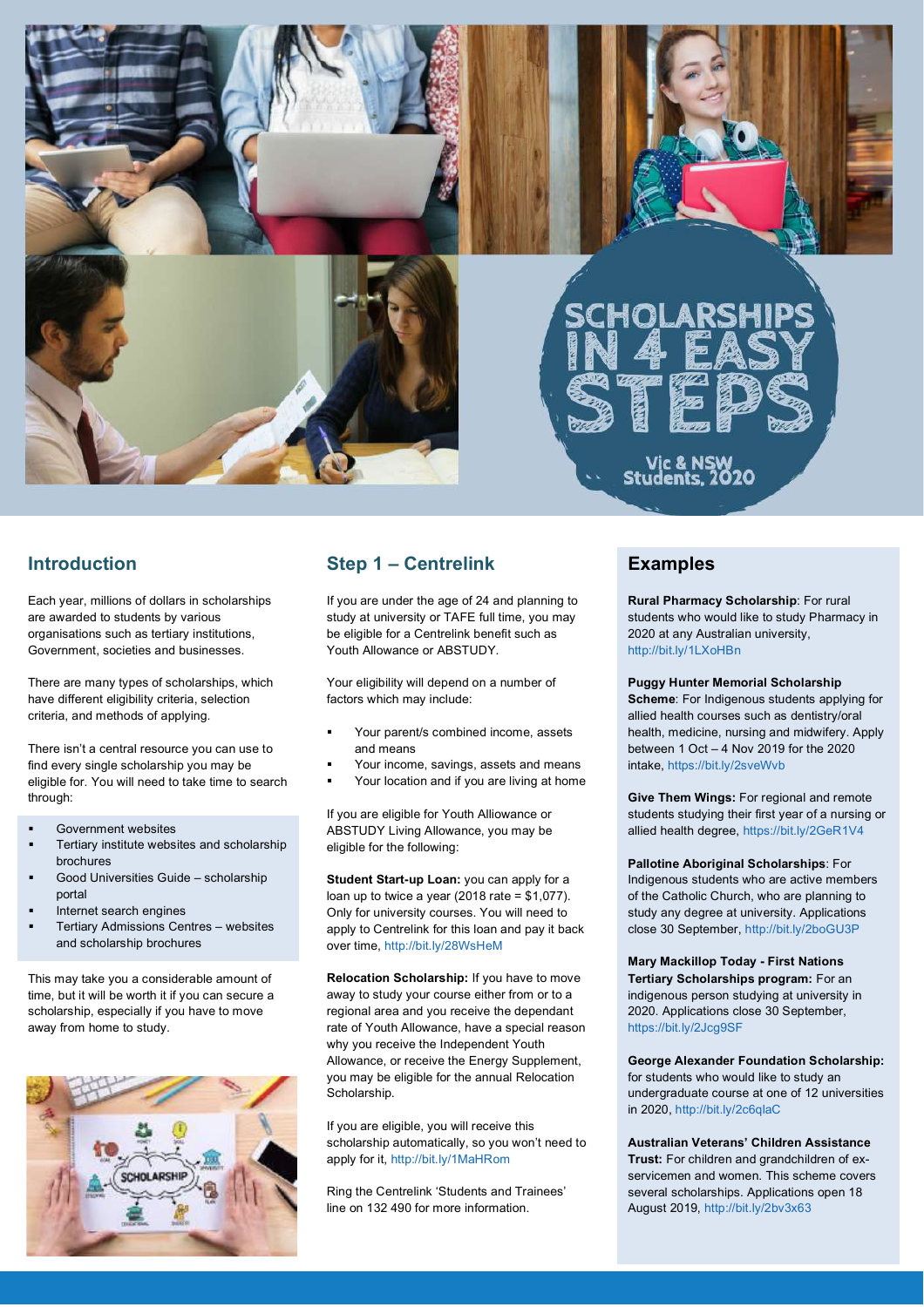# SCHOLARSHIPS IN 4 EASY STEPS

Vic & NSW Students, 2020

## Introduction

Each year, millions of dollars in scholarships are awarded to students by various organisations such as tertiary institutions, Government, societies and businesses.

There are many types of scholarships, which have different eligibility criteria, selection criteria, and methods of applying.

There isn't a central resource you can use to find every single scholarship you may be eligible for. You will need to take time to search through:

- Government websites
- Tertiary institute websites and scholarship brochures
- Good Universities Guide – scholarship portal
- Internet search engines
- Tertiary Admissions Centres – websites and scholarship brochures

This may take you a considerable amount of time, but it will be worth it if you can secure a scholarship, especially if you have to move away from home to study.

## Step 1 – Centrelink

If you are under the age of 24 and planning to study at university or TAFE full time, you may be eligible for a Centrelink benefit such as Youth Allowance or ABSTUDY.

Your eligibility will depend on a number of factors which may include:

- Your parent/s combined income, assets and means
- Your income, savings, assets and means
- Your location and if you are living at home

If you are eligible for Youth Alliowance or ABSTUDY Living Allowance, you may be eligible for the following:

**Student Start-up Loan:** you can apply for a loan up to twice a year (2018 rate = $1,077). Only for university courses. You will need to apply to Centrelink for this loan and pay it back over time, http://bit.ly/28WsHeM

**Relocation Scholarship:** If you have to move away to study your course either from or to a regional area and you receive the dependant rate of Youth Allowance, have a special reason why you receive the Independent Youth Allowance, or receive the Energy Supplement, you may be eligible for the annual Relocation Scholarship.

If you are eligible, you will receive this scholarship automatically, so you won't need to apply for it, http://bit.ly/1MaHRom

Ring the Centrelink 'Students and Trainees' line on 132 490 for more information.

## Examples

**Rural Pharmacy Scholarship**: For rural students who would like to study Pharmacy in 2020 at any Australian university, http://bit.ly/1LXoHBn

**Puggy Hunter Memorial Scholarship Scheme**: For Indigenous students applying for allied health courses such as dentistry/oral health, medicine, nursing and midwifery. Apply between 1 Oct – 4 Nov 2019 for the 2020 intake, https://bit.ly/2sveWvb

**Give Them Wings:** For regional and remote students studying their first year of a nursing or allied health degree, https://bit.ly/2GeR1V4

**Pallotine Aboriginal Scholarships**: For Indigenous students who are active members of the Catholic Church, who are planning to study any degree at university. Applications close 30 September, http://bit.ly/2boGU3P

**Mary Mackillop Today - First Nations Tertiary Scholarships program:** For an indigenous person studying at university in 2020. Applications close 30 September, https://bit.ly/2Jcg9SF

**George Alexander Foundation Scholarship:** for students who would like to study an undergraduate course at one of 12 universities in 2020, http://bit.ly/2c6qlaC

**Australian Veterans' Children Assistance Trust:** For children and grandchildren of ex-servicemen and women. This scheme covers several scholarships. Applications open 18 August 2019, http://bit.ly/2bv3x63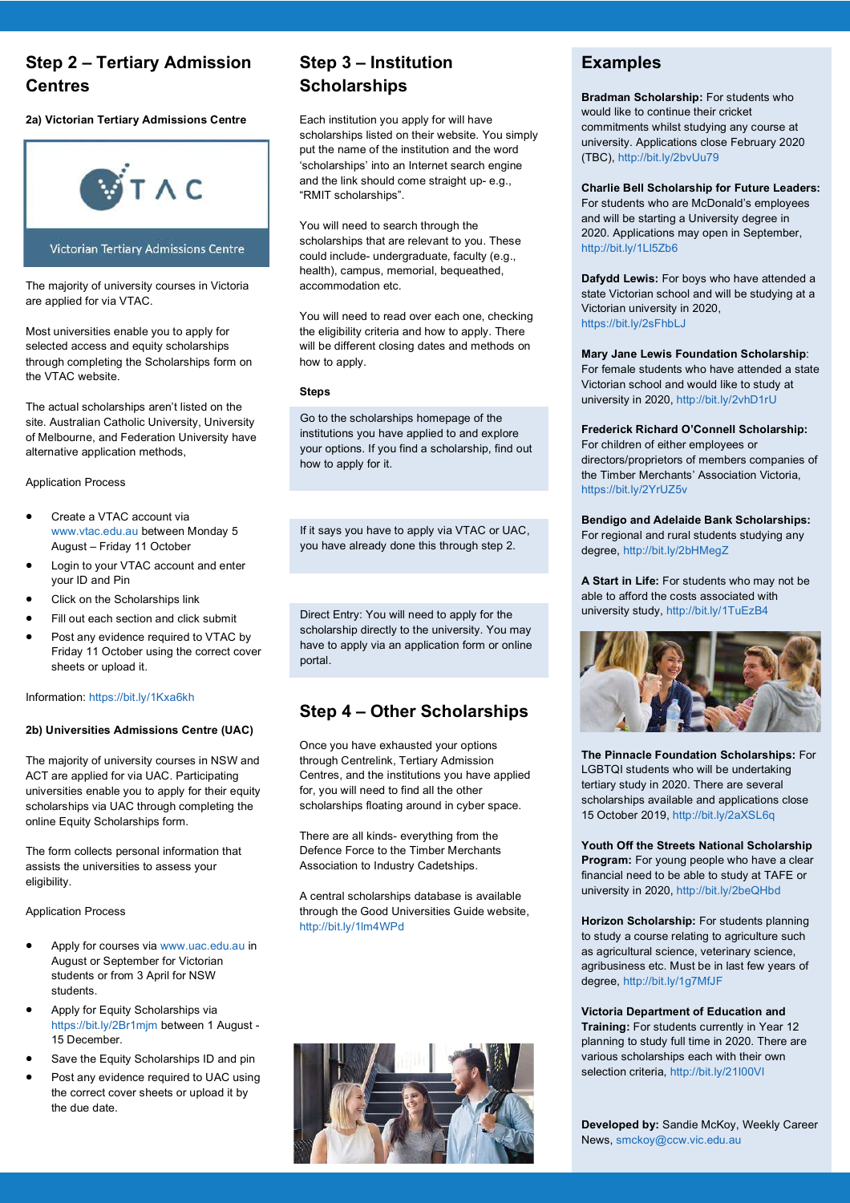## Step 2 – Tertiary Admission Centres

**2a) Victorian Tertiary Admissions Centre**

VTAC

Victorian Tertiary Admissions Centre

The majority of university courses in Victoria are applied for via VTAC.

Most universities enable you to apply for selected access and equity scholarships through completing the Scholarships form on the VTAC website.

The actual scholarships aren't listed on the site. Australian Catholic University, University of Melbourne, and Federation University have alternative application methods,

Application Process

- Create a VTAC account via www.vtac.edu.au between Monday 5 August – Friday 11 October
- Login to your VTAC account and enter your ID and Pin
- Click on the Scholarships link
- Fill out each section and click submit
- Post any evidence required to VTAC by Friday 11 October using the correct cover sheets or upload it.

Information: https://bit.ly/1Kxa6kh

**2b) Universities Admissions Centre (UAC)**

The majority of university courses in NSW and ACT are applied for via UAC. Participating universities enable you to apply for their equity scholarships via UAC through completing the online Equity Scholarships form.

The form collects personal information that assists the universities to assess your eligibility.

Application Process

- Apply for courses via www.uac.edu.au in August or September for Victorian students or from 3 April for NSW students.
- Apply for Equity Scholarships via https://bit.ly/2Br1mjm between 1 August - 15 December.
- Save the Equity Scholarships ID and pin
- Post any evidence required to UAC using the correct cover sheets or upload it by the due date.

## Step 3 – Institution Scholarships

Each institution you apply for will have scholarships listed on their website. You simply put the name of the institution and the word 'scholarships' into an Internet search engine and the link should come straight up- e.g., "RMIT scholarships".

You will need to search through the scholarships that are relevant to you. These could include- undergraduate, faculty (e.g., health), campus, memorial, bequeathed, accommodation etc.

You will need to read over each one, checking the eligibility criteria and how to apply. There will be different closing dates and methods on how to apply.

**Steps**

Go to the scholarships homepage of the institutions you have applied to and explore your options. If you find a scholarship, find out how to apply for it.

If it says you have to apply via VTAC or UAC, you have already done this through step 2.

Direct Entry: You will need to apply for the scholarship directly to the university. You may have to apply via an application form or online portal.

## Step 4 – Other Scholarships

Once you have exhausted your options through Centrelink, Tertiary Admission Centres, and the institutions you have applied for, you will need to find all the other scholarships floating around in cyber space.

There are all kinds- everything from the Defence Force to the Timber Merchants Association to Industry Cadetships.

A central scholarships database is available through the Good Universities Guide website, http://bit.ly/1lm4WPd

## Examples

**Bradman Scholarship:** For students who would like to continue their cricket commitments whilst studying any course at university. Applications close February 2020 (TBC), http://bit.ly/2bvUu79

**Charlie Bell Scholarship for Future Leaders:** For students who are McDonald's employees and will be starting a University degree in 2020. Applications may open in September, http://bit.ly/1LI5Zb6

**Dafydd Lewis:** For boys who have attended a state Victorian school and will be studying at a Victorian university in 2020, https://bit.ly/2sFhbLJ

**Mary Jane Lewis Foundation Scholarship**: For female students who have attended a state Victorian school and would like to study at university in 2020, http://bit.ly/2vhD1rU

**Frederick Richard O'Connell Scholarship:** For children of either employees or directors/proprietors of members companies of the Timber Merchants' Association Victoria, https://bit.ly/2YrUZ5v

**Bendigo and Adelaide Bank Scholarships:** For regional and rural students studying any degree, http://bit.ly/2bHMegZ

**A Start in Life:** For students who may not be able to afford the costs associated with university study, http://bit.ly/1TuEzB4

**The Pinnacle Foundation Scholarships:** For LGBTQI students who will be undertaking tertiary study in 2020. There are several scholarships available and applications close 15 October 2019, http://bit.ly/2aXSL6q

**Youth Off the Streets National Scholarship Program:** For young people who have a clear financial need to be able to study at TAFE or university in 2020, http://bit.ly/2beQHbd

**Horizon Scholarship:** For students planning to study a course relating to agriculture such as agricultural science, veterinary science, agribusiness etc. Must be in last few years of degree, http://bit.ly/1g7MfJF

**Victoria Department of Education and Training:** For students currently in Year 12 planning to study full time in 2020. There are various scholarships each with their own selection criteria, http://bit.ly/21I00VI

**Developed by:** Sandie McKoy, Weekly Career News, smckoy@ccw.vic.edu.au